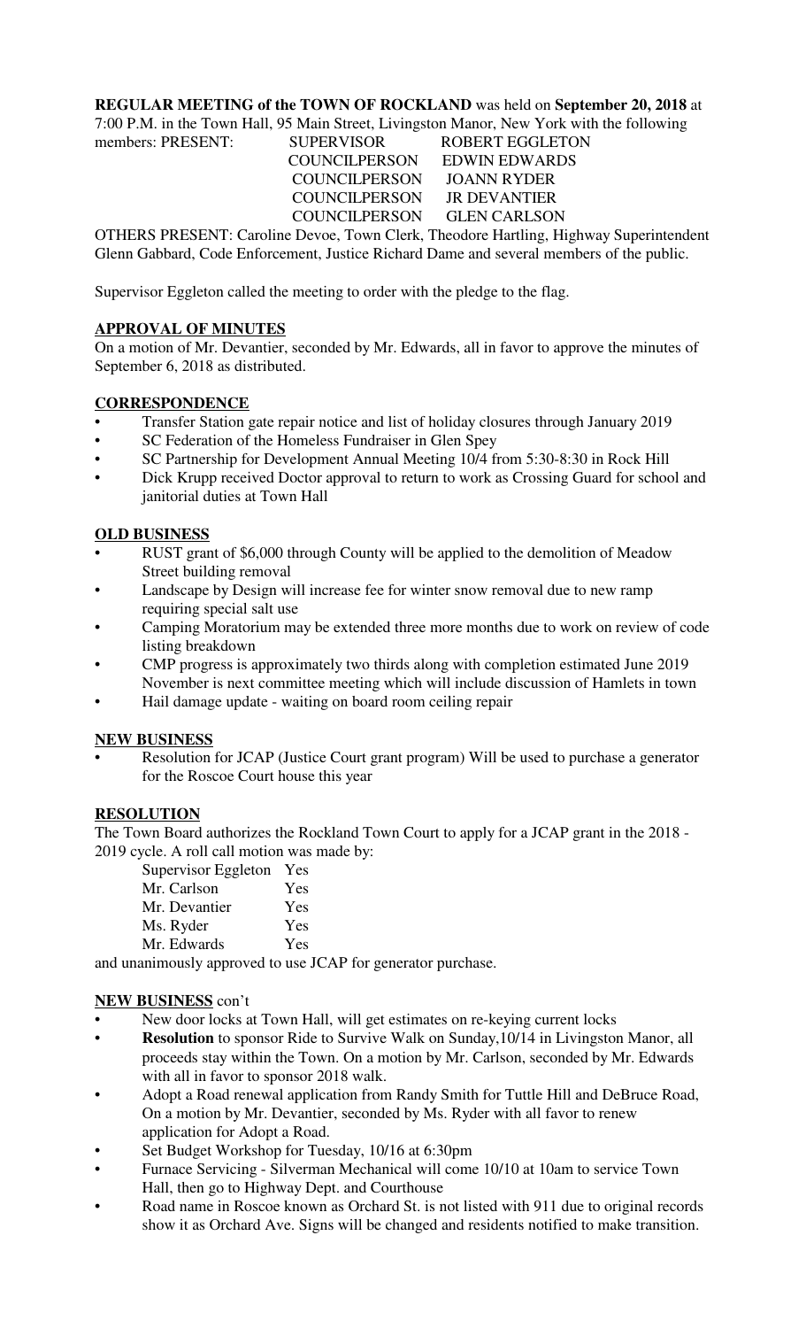**REGULAR MEETING of the TOWN OF ROCKLAND** was held on **September 20, 2018** at 7:00 P.M. in the Town Hall, 95 Main Street, Livingston Manor, New York with the following members: PRESENT:

| | |
|---|---|
| SUPERVISOR | ROBERT EGGLETON |
| COUNCILPERSON | EDWIN EDWARDS |
| COUNCILPERSON | JOANN RYDER |
| COUNCILPERSON | JR DEVANTIER |
| COUNCILPERSON | GLEN CARLSON |

OTHERS PRESENT: Caroline Devoe, Town Clerk, Theodore Hartling, Highway Superintendent Glenn Gabbard, Code Enforcement, Justice Richard Dame and several members of the public.

Supervisor Eggleton called the meeting to order with the pledge to the flag.

## APPROVAL OF MINUTES

On a motion of Mr. Devantier, seconded by Mr. Edwards, all in favor to approve the minutes of September 6, 2018 as distributed.

## CORRESPONDENCE

- Transfer Station gate repair notice and list of holiday closures through January 2019
- SC Federation of the Homeless Fundraiser in Glen Spey
- SC Partnership for Development Annual Meeting 10/4 from 5:30-8:30 in Rock Hill
- Dick Krupp received Doctor approval to return to work as Crossing Guard for school and janitorial duties at Town Hall

## OLD BUSINESS

- RUST grant of $6,000 through County will be applied to the demolition of Meadow Street building removal
- Landscape by Design will increase fee for winter snow removal due to new ramp requiring special salt use
- Camping Moratorium may be extended three more months due to work on review of code listing breakdown
- CMP progress is approximately two thirds along with completion estimated June 2019 November is next committee meeting which will include discussion of Hamlets in town
- Hail damage update - waiting on board room ceiling repair

## NEW BUSINESS

- Resolution for JCAP (Justice Court grant program) Will be used to purchase a generator for the Roscoe Court house this year

## RESOLUTION

The Town Board authorizes the Rockland Town Court to apply for a JCAP grant in the 2018 - 2019 cycle. A roll call motion was made by:

| | |
|---|---|
| Supervisor Eggleton | Yes |
| Mr. Carlson | Yes |
| Mr. Devantier | Yes |
| Ms. Ryder | Yes |
| Mr. Edwards | Yes |

and unanimously approved to use JCAP for generator purchase.

## NEW BUSINESS con't

- New door locks at Town Hall, will get estimates on re-keying current locks
- **Resolution** to sponsor Ride to Survive Walk on Sunday,10/14 in Livingston Manor, all proceeds stay within the Town. On a motion by Mr. Carlson, seconded by Mr. Edwards with all in favor to sponsor 2018 walk.
- Adopt a Road renewal application from Randy Smith for Tuttle Hill and DeBruce Road, On a motion by Mr. Devantier, seconded by Ms. Ryder with all favor to renew application for Adopt a Road.
- Set Budget Workshop for Tuesday, 10/16 at 6:30pm
- Furnace Servicing - Silverman Mechanical will come 10/10 at 10am to service Town Hall, then go to Highway Dept. and Courthouse
- Road name in Roscoe known as Orchard St. is not listed with 911 due to original records show it as Orchard Ave. Signs will be changed and residents notified to make transition.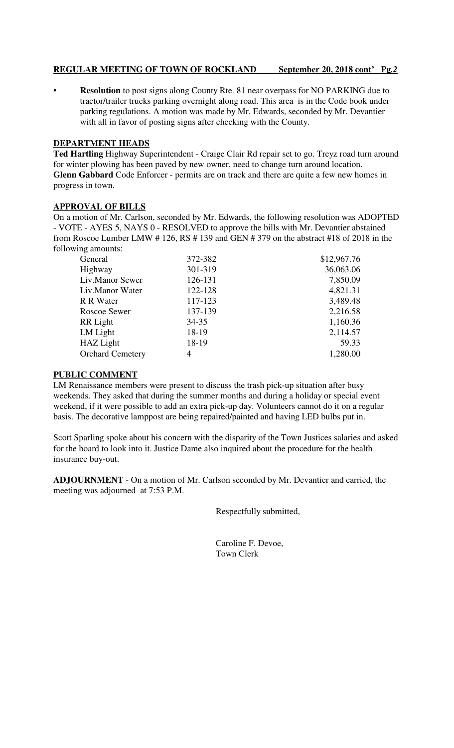**REGULAR MEETING OF TOWN OF ROCKLAND September 20, 2018 cont' Pg.2**

- **Resolution** to post signs along County Rte. 81 near overpass for NO PARKING due to tractor/trailer trucks parking overnight along road. This area is in the Code book under parking regulations. A motion was made by Mr. Edwards, seconded by Mr. Devantier with all in favor of posting signs after checking with the County.

## DEPARTMENT HEADS

**Ted Hartling** Highway Superintendent - Craige Clair Rd repair set to go. Treyz road turn around for winter plowing has been paved by new owner, need to change turn around location.
**Glenn Gabbard** Code Enforcer - permits are on track and there are quite a few new homes in progress in town.

## APPROVAL OF BILLS

On a motion of Mr. Carlson, seconded by Mr. Edwards, the following resolution was ADOPTED - VOTE - AYES 5, NAYS 0 - RESOLVED to approve the bills with Mr. Devantier abstained from Roscoe Lumber LMW # 126, RS # 139 and GEN # 379 on the abstract #18 of 2018 in the following amounts:

| | | |
|---|---|---|
| General | 372-382 | $12,967.76 |
| Highway | 301-319 | 36,063.06 |
| Liv.Manor Sewer | 126-131 | 7,850.09 |
| Liv.Manor Water | 122-128 | 4,821.31 |
| R R Water | 117-123 | 3,489.48 |
| Roscoe Sewer | 137-139 | 2,216.58 |
| RR Light | 34-35 | 1,160.36 |
| LM Light | 18-19 | 2,114.57 |
| HAZ Light | 18-19 | 59.33 |
| Orchard Cemetery | 4 | 1,280.00 |

## PUBLIC COMMENT

LM Renaissance members were present to discuss the trash pick-up situation after busy weekends. They asked that during the summer months and during a holiday or special event weekend, if it were possible to add an extra pick-up day. Volunteers cannot do it on a regular basis. The decorative lamppost are being repaired/painted and having LED bulbs put in.

Scott Sparling spoke about his concern with the disparity of the Town Justices salaries and asked for the board to look into it. Justice Dame also inquired about the procedure for the health insurance buy-out.

**ADJOURNMENT** - On a motion of Mr. Carlson seconded by Mr. Devantier and carried, the meeting was adjourned at 7:53 P.M.

Respectfully submitted,

Caroline F. Devoe,
Town Clerk